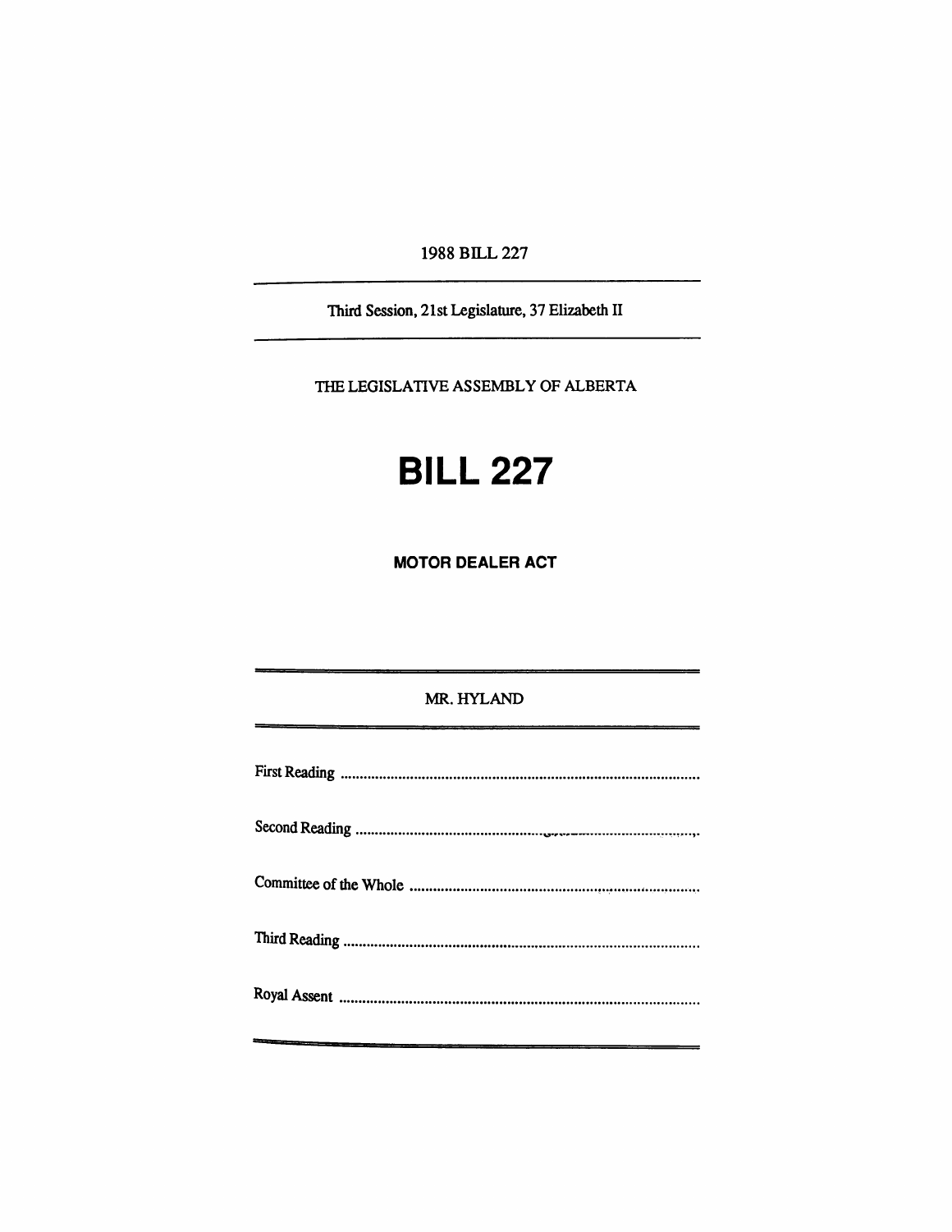1988 BILL 227

---

Third Session, 21st Legislature, 37 Elizabeth II

---

THE LEGISLATIVE ASSEMBLY OF ALBERTA

# BILL 227

**MOTOR DEALER ACT**

---

MR. HYLAND

---

First Reading ............................................................................................

Second Reading ..........................................................................................

Committee of the Whole ............................................................................

Third Reading ............................................................................................

Royal Assent .............................................................................................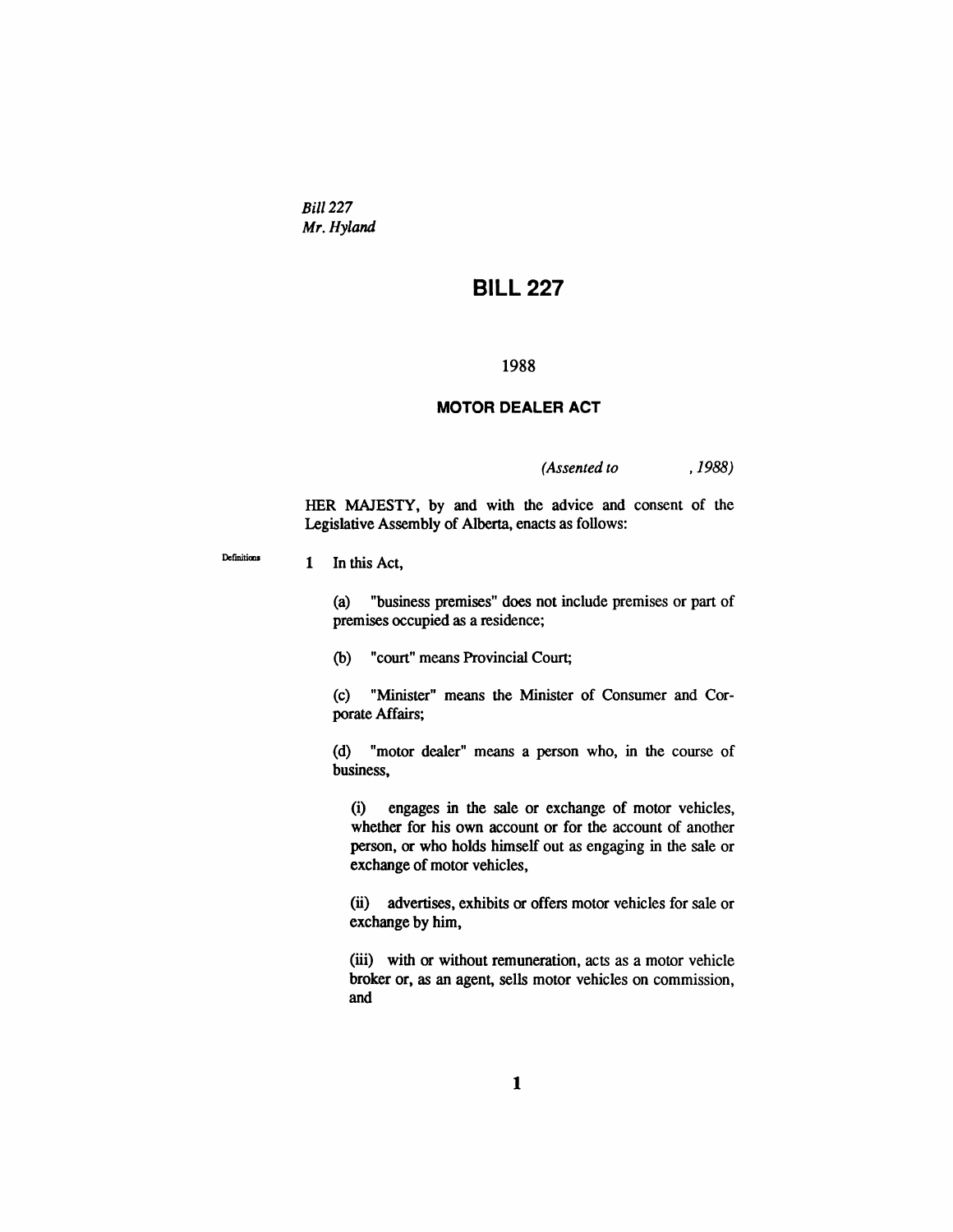*Bill 227*
*Mr. Hyland*

# BILL 227

1988

## MOTOR DEALER ACT

*(Assented to , 1988)*

HER MAJESTY, by and with the advice and consent of the Legislative Assembly of Alberta, enacts as follows:

Definitions

**1** In this Act,

(a) "business premises" does not include premises or part of premises occupied as a residence;

(b) "court" means Provincial Court;

(c) "Minister" means the Minister of Consumer and Corporate Affairs;

(d) "motor dealer" means a person who, in the course of business,

(i) engages in the sale or exchange of motor vehicles, whether for his own account or for the account of another person, or who holds himself out as engaging in the sale or exchange of motor vehicles,

(ii) advertises, exhibits or offers motor vehicles for sale or exchange by him,

(iii) with or without remuneration, acts as a motor vehicle broker or, as an agent, sells motor vehicles on commission, and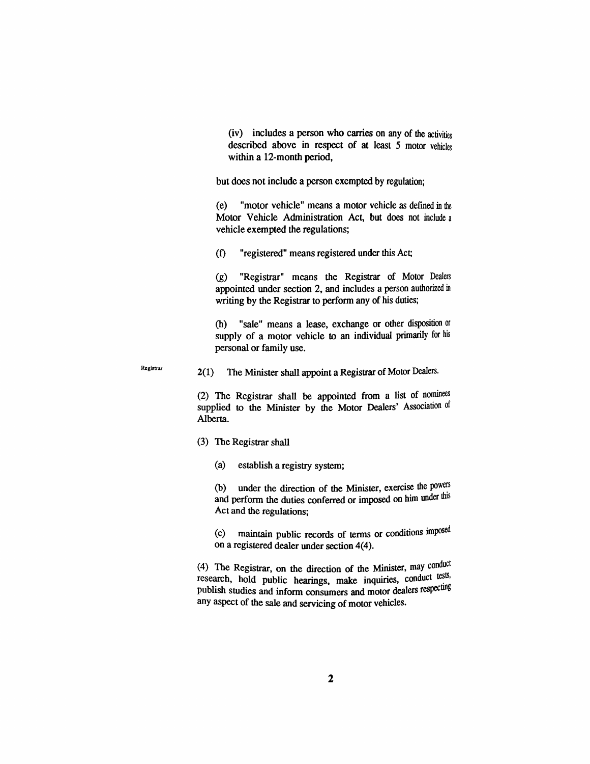(iv) includes a person who carries on any of the activities described above in respect of at least 5 motor vehicles within a 12-month period,

but does not include a person exempted by regulation;

(e) "motor vehicle" means a motor vehicle as defined in the Motor Vehicle Administration Act, but does not include a vehicle exempted the regulations;

(f) "registered" means registered under this Act;

(g) "Registrar" means the Registrar of Motor Dealers appointed under section 2, and includes a person authorized in writing by the Registrar to perform any of his duties;

(h) "sale" means a lease, exchange or other disposition or supply of a motor vehicle to an individual primarily for his personal or family use.

Registrar

2(1) The Minister shall appoint a Registrar of Motor Dealers.

(2) The Registrar shall be appointed from a list of nominees supplied to the Minister by the Motor Dealers' Association of Alberta.

(3) The Registrar shall

(a) establish a registry system;

(b) under the direction of the Minister, exercise the powers and perform the duties conferred or imposed on him under this Act and the regulations;

(c) maintain public records of terms or conditions imposed on a registered dealer under section 4(4).

(4) The Registrar, on the direction of the Minister, may conduct research, hold public hearings, make inquiries, conduct tests, publish studies and inform consumers and motor dealers respecting any aspect of the sale and servicing of motor vehicles.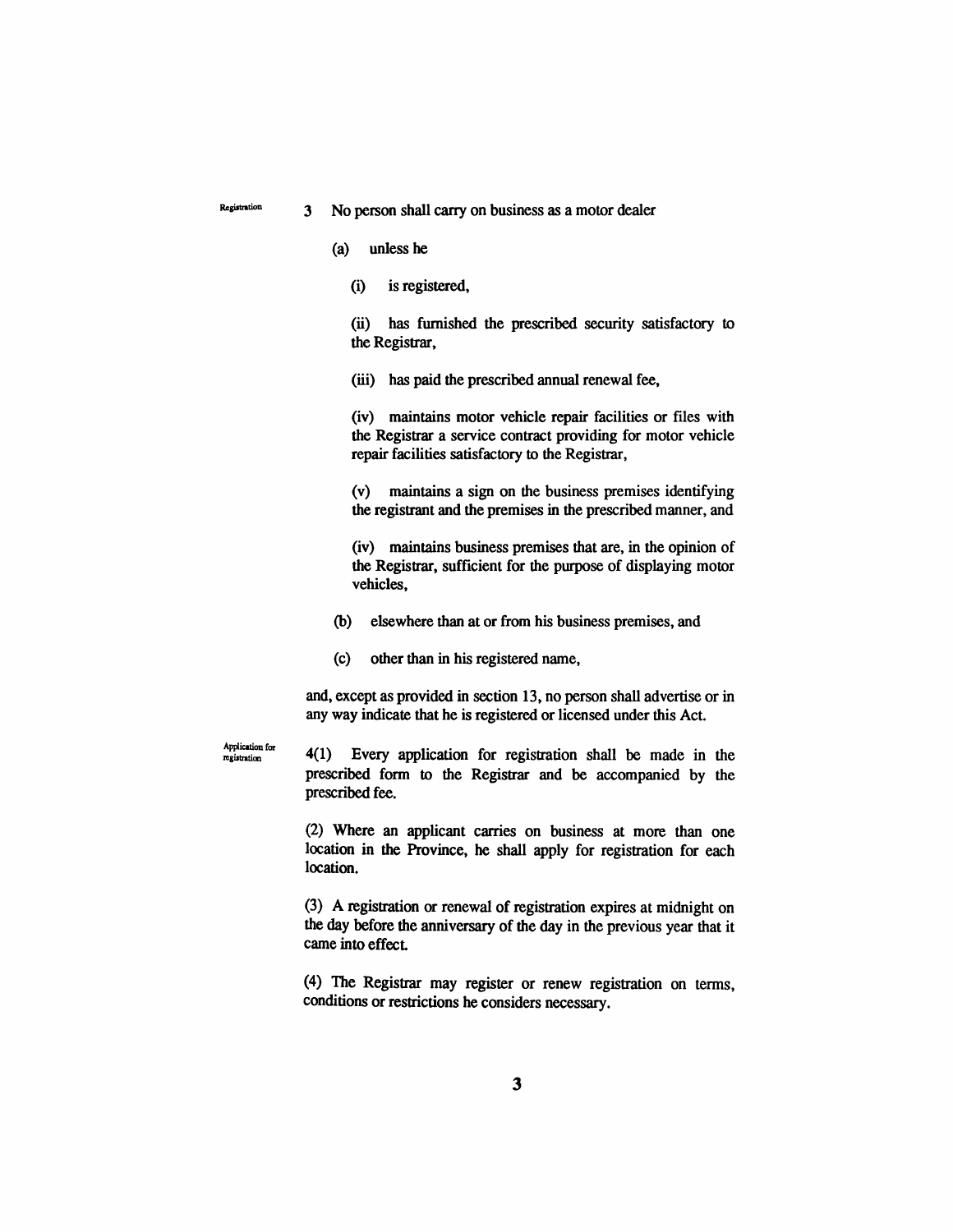Registration

3 No person shall carry on business as a motor dealer

(a) unless he

(i) is registered,

(ii) has furnished the prescribed security satisfactory to the Registrar,

(iii) has paid the prescribed annual renewal fee,

(iv) maintains motor vehicle repair facilities or files with the Registrar a service contract providing for motor vehicle repair facilities satisfactory to the Registrar,

(v) maintains a sign on the business premises identifying the registrant and the premises in the prescribed manner, and

(iv) maintains business premises that are, in the opinion of the Registrar, sufficient for the purpose of displaying motor vehicles,

(b) elsewhere than at or from his business premises, and

(c) other than in his registered name,

and, except as provided in section 13, no person shall advertise or in any way indicate that he is registered or licensed under this Act.

Application for registration

4(1) Every application for registration shall be made in the prescribed form to the Registrar and be accompanied by the prescribed fee.

(2) Where an applicant carries on business at more than one location in the Province, he shall apply for registration for each location.

(3) A registration or renewal of registration expires at midnight on the day before the anniversary of the day in the previous year that it came into effect.

(4) The Registrar may register or renew registration on terms, conditions or restrictions he considers necessary.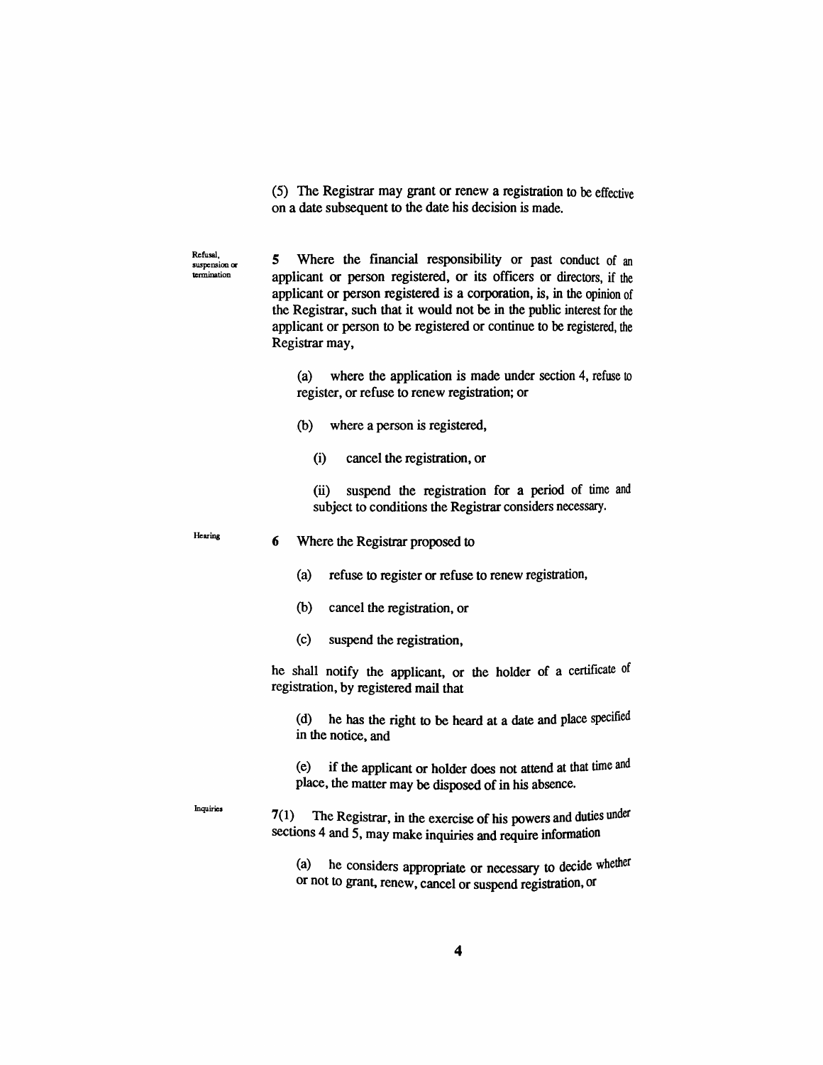(5) The Registrar may grant or renew a registration to be effective on a date subsequent to the date his decision is made.

Refusal, suspension or termination

5 Where the financial responsibility or past conduct of an applicant or person registered, or its officers or directors, if the applicant or person registered is a corporation, is, in the opinion of the Registrar, such that it would not be in the public interest for the applicant or person to be registered or continue to be registered, the Registrar may,

(a) where the application is made under section 4, refuse to register, or refuse to renew registration; or

(b) where a person is registered,

(i) cancel the registration, or

(ii) suspend the registration for a period of time and subject to conditions the Registrar considers necessary.

Hearing

6 Where the Registrar proposed to

(a) refuse to register or refuse to renew registration,

(b) cancel the registration, or

(c) suspend the registration,

he shall notify the applicant, or the holder of a certificate of registration, by registered mail that

(d) he has the right to be heard at a date and place specified in the notice, and

(e) if the applicant or holder does not attend at that time and place, the matter may be disposed of in his absence.

Inquiries

7(1) The Registrar, in the exercise of his powers and duties under sections 4 and 5, may make inquiries and require information

(a) he considers appropriate or necessary to decide whether or not to grant, renew, cancel or suspend registration, or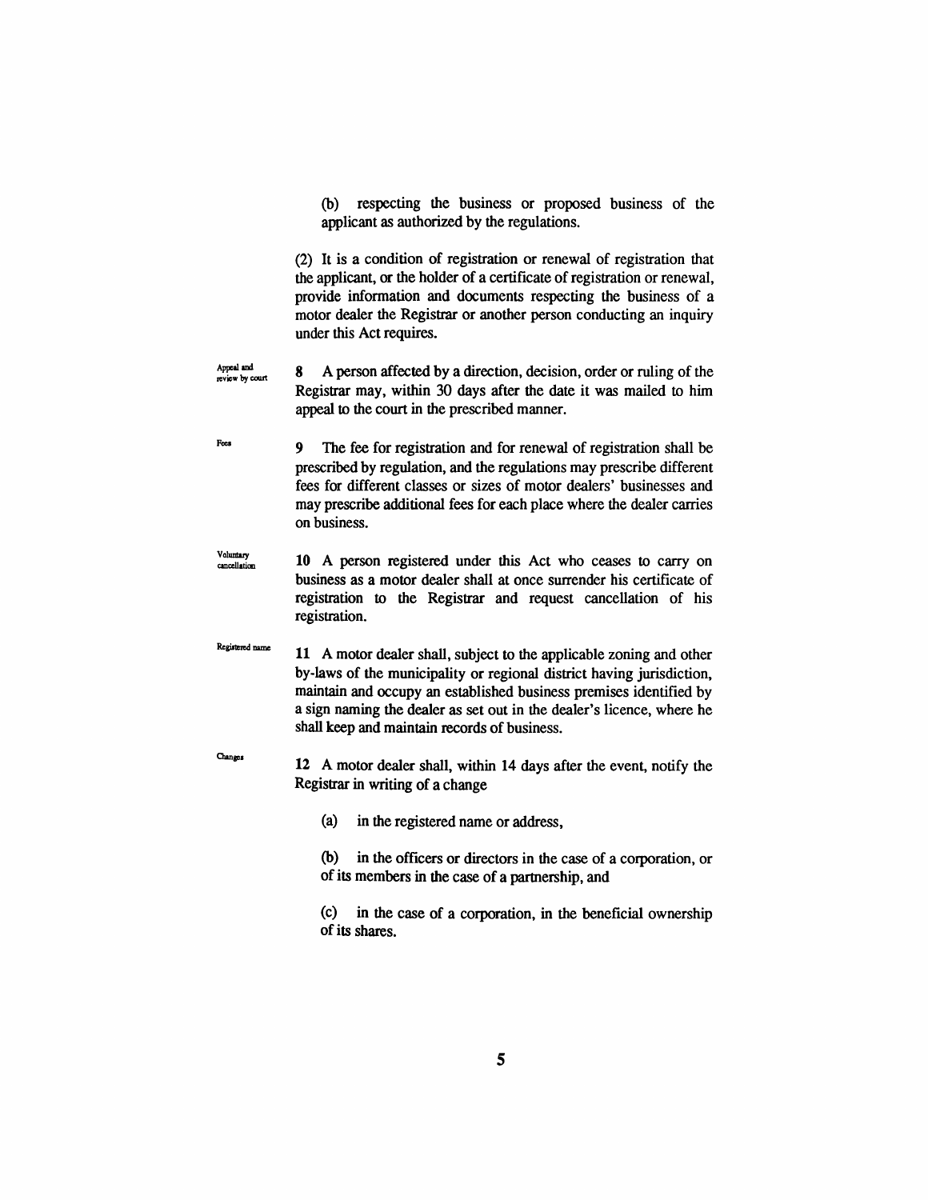(b) respecting the business or proposed business of the applicant as authorized by the regulations.

(2) It is a condition of registration or renewal of registration that the applicant, or the holder of a certificate of registration or renewal, provide information and documents respecting the business of a motor dealer the Registrar or another person conducting an inquiry under this Act requires.

Appeal and review by court

**8** A person affected by a direction, decision, order or ruling of the Registrar may, within 30 days after the date it was mailed to him appeal to the court in the prescribed manner.

Fees

**9** The fee for registration and for renewal of registration shall be prescribed by regulation, and the regulations may prescribe different fees for different classes or sizes of motor dealers' businesses and may prescribe additional fees for each place where the dealer carries on business.

Voluntary cancellation

**10** A person registered under this Act who ceases to carry on business as a motor dealer shall at once surrender his certificate of registration to the Registrar and request cancellation of his registration.

Registered name

**11** A motor dealer shall, subject to the applicable zoning and other by-laws of the municipality or regional district having jurisdiction, maintain and occupy an established business premises identified by a sign naming the dealer as set out in the dealer's licence, where he shall keep and maintain records of business.

Changes

**12** A motor dealer shall, within 14 days after the event, notify the Registrar in writing of a change

(a) in the registered name or address,

(b) in the officers or directors in the case of a corporation, or of its members in the case of a partnership, and

(c) in the case of a corporation, in the beneficial ownership of its shares.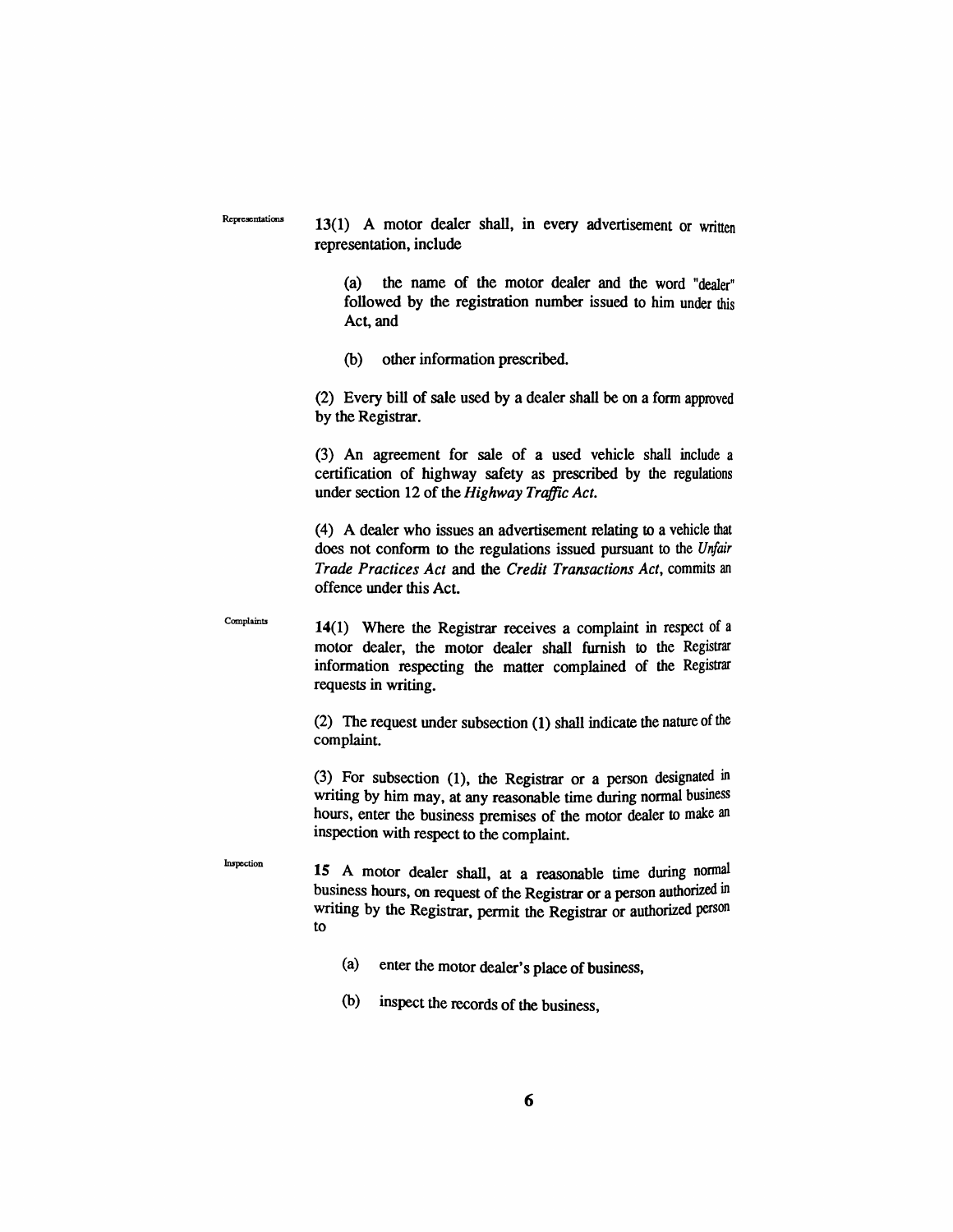Representations

13(1) A motor dealer shall, in every advertisement or written representation, include

(a) the name of the motor dealer and the word "dealer" followed by the registration number issued to him under this Act, and

(b) other information prescribed.

(2) Every bill of sale used by a dealer shall be on a form approved by the Registrar.

(3) An agreement for sale of a used vehicle shall include a certification of highway safety as prescribed by the regulations under section 12 of the *Highway Traffic Act.*

(4) A dealer who issues an advertisement relating to a vehicle that does not conform to the regulations issued pursuant to the *Unfair Trade Practices Act* and the *Credit Transactions Act*, commits an offence under this Act.

Complaints

14(1) Where the Registrar receives a complaint in respect of a motor dealer, the motor dealer shall furnish to the Registrar information respecting the matter complained of the Registrar requests in writing.

(2) The request under subsection (1) shall indicate the nature of the complaint.

(3) For subsection (1), the Registrar or a person designated in writing by him may, at any reasonable time during normal business hours, enter the business premises of the motor dealer to make an inspection with respect to the complaint.

Inspection

15 A motor dealer shall, at a reasonable time during normal business hours, on request of the Registrar or a person authorized in writing by the Registrar, permit the Registrar or authorized person to

(a) enter the motor dealer's place of business,

(b) inspect the records of the business,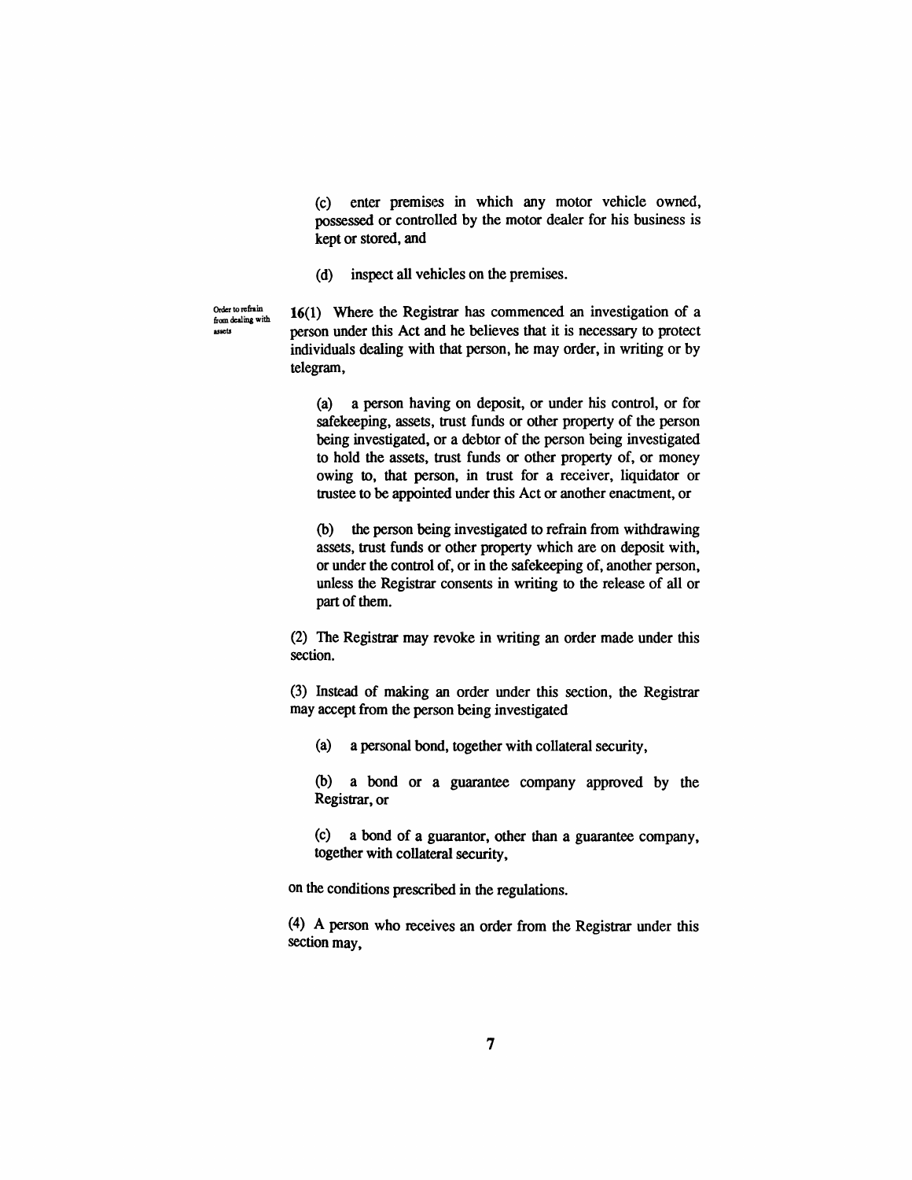(c) enter premises in which any motor vehicle owned, possessed or controlled by the motor dealer for his business is kept or stored, and

(d) inspect all vehicles on the premises.

Order to refrain from dealing with assets

**16**(1) Where the Registrar has commenced an investigation of a person under this Act and he believes that it is necessary to protect individuals dealing with that person, he may order, in writing or by telegram,

(a) a person having on deposit, or under his control, or for safekeeping, assets, trust funds or other property of the person being investigated, or a debtor of the person being investigated to hold the assets, trust funds or other property of, or money owing to, that person, in trust for a receiver, liquidator or trustee to be appointed under this Act or another enactment, or

(b) the person being investigated to refrain from withdrawing assets, trust funds or other property which are on deposit with, or under the control of, or in the safekeeping of, another person, unless the Registrar consents in writing to the release of all or part of them.

(2) The Registrar may revoke in writing an order made under this section.

(3) Instead of making an order under this section, the Registrar may accept from the person being investigated

(a) a personal bond, together with collateral security,

(b) a bond or a guarantee company approved by the Registrar, or

(c) a bond of a guarantor, other than a guarantee company, together with collateral security,

on the conditions prescribed in the regulations.

(4) A person who receives an order from the Registrar under this section may,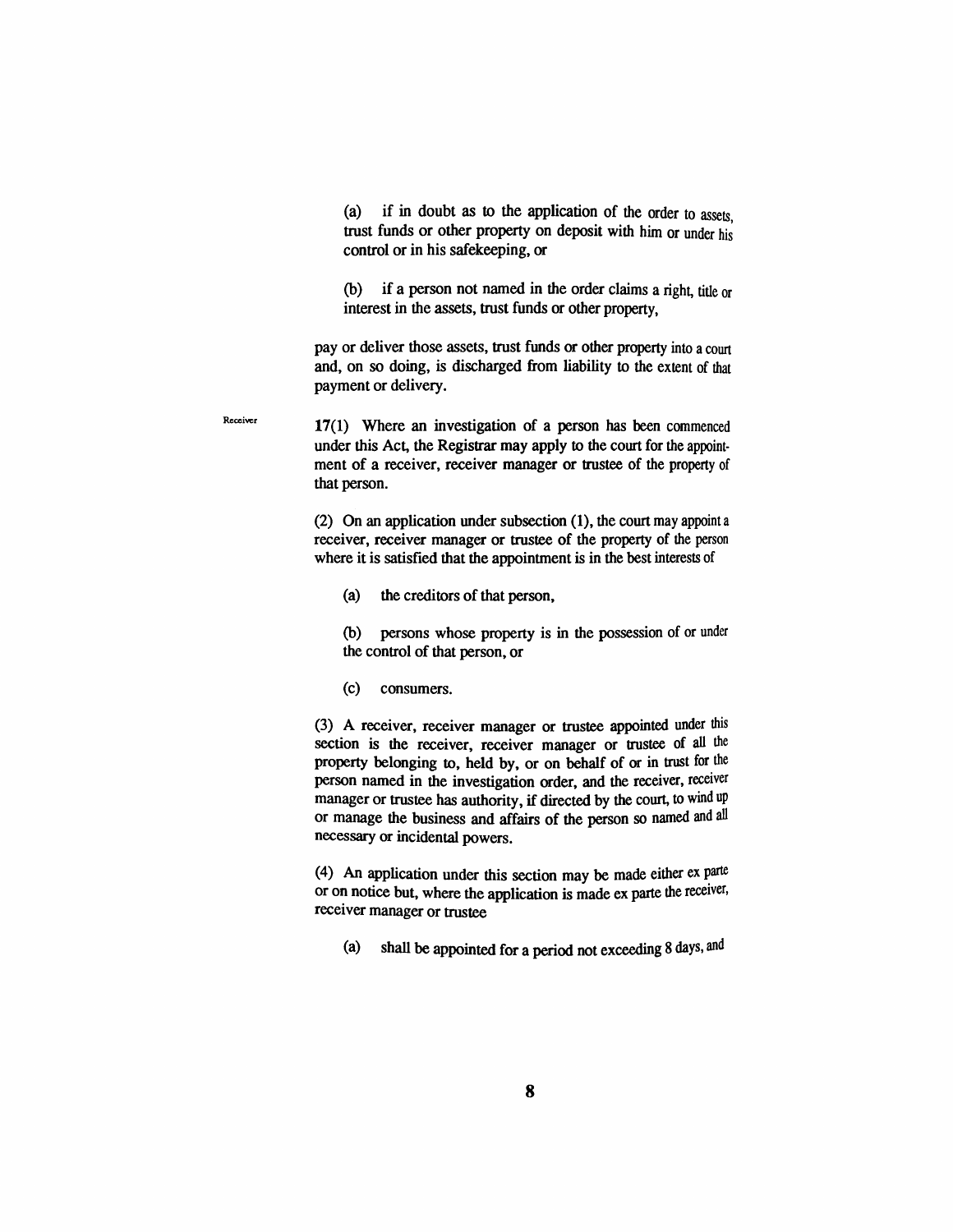(a) if in doubt as to the application of the order to assets, trust funds or other property on deposit with him or under his control or in his safekeeping, or

(b) if a person not named in the order claims a right, title or interest in the assets, trust funds or other property,

pay or deliver those assets, trust funds or other property into a court and, on so doing, is discharged from liability to the extent of that payment or delivery.

Receiver

**17**(1) Where an investigation of a person has been commenced under this Act, the Registrar may apply to the court for the appointment of a receiver, receiver manager or trustee of the property of that person.

(2) On an application under subsection (1), the court may appoint a receiver, receiver manager or trustee of the property of the person where it is satisfied that the appointment is in the best interests of

(a) the creditors of that person,

(b) persons whose property is in the possession of or under the control of that person, or

(c) consumers.

(3) A receiver, receiver manager or trustee appointed under this section is the receiver, receiver manager or trustee of all the property belonging to, held by, or on behalf of or in trust for the person named in the investigation order, and the receiver, receiver manager or trustee has authority, if directed by the court, to wind up or manage the business and affairs of the person so named and all necessary or incidental powers.

(4) An application under this section may be made either ex parte or on notice but, where the application is made ex parte the receiver, receiver manager or trustee

(a) shall be appointed for a period not exceeding 8 days, and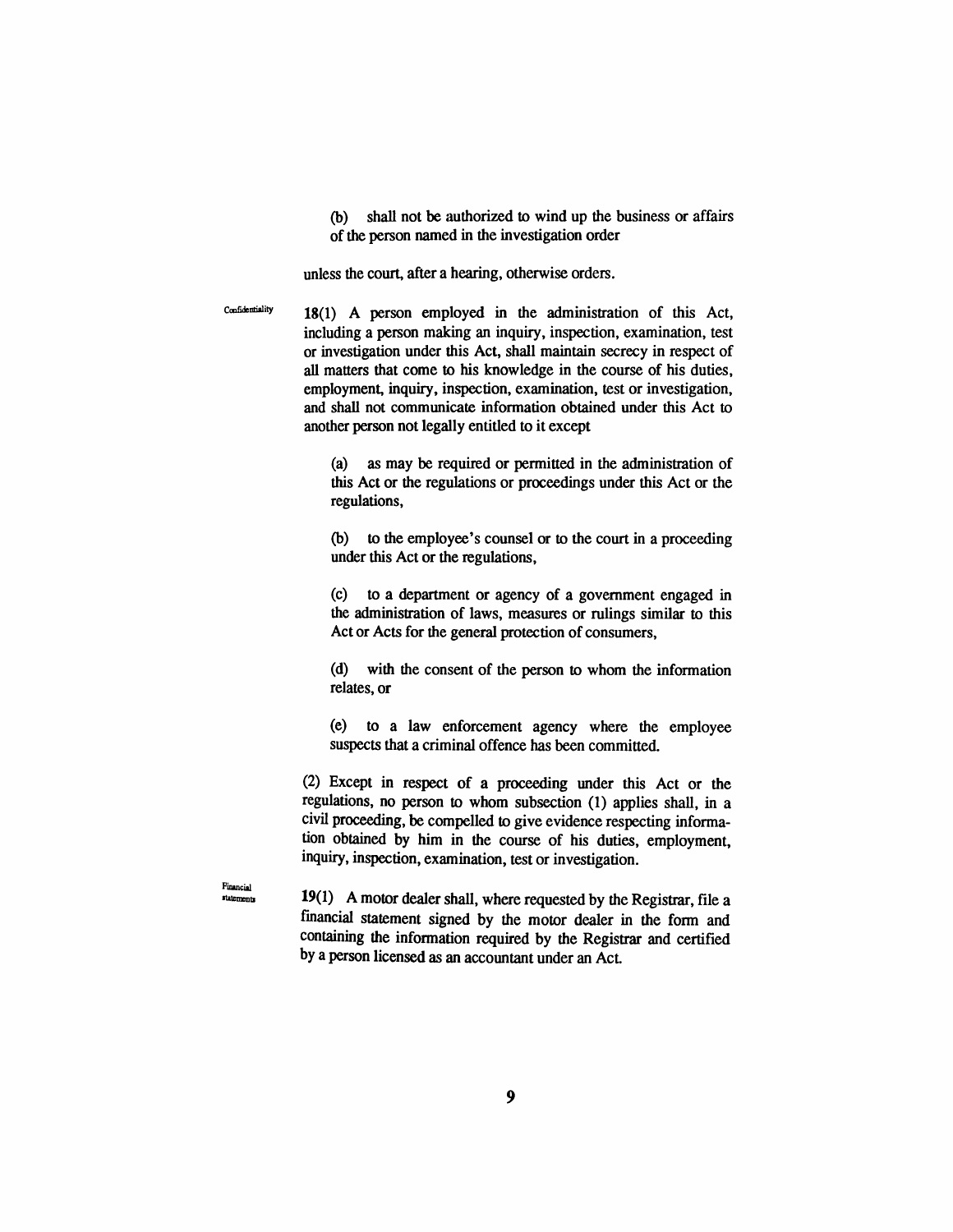(b) shall not be authorized to wind up the business or affairs of the person named in the investigation order

unless the court, after a hearing, otherwise orders.

Confidentiality

**18**(1) A person employed in the administration of this Act, including a person making an inquiry, inspection, examination, test or investigation under this Act, shall maintain secrecy in respect of all matters that come to his knowledge in the course of his duties, employment, inquiry, inspection, examination, test or investigation, and shall not communicate information obtained under this Act to another person not legally entitled to it except

(a) as may be required or permitted in the administration of this Act or the regulations or proceedings under this Act or the regulations,

(b) to the employee's counsel or to the court in a proceeding under this Act or the regulations,

(c) to a department or agency of a government engaged in the administration of laws, measures or rulings similar to this Act or Acts for the general protection of consumers,

(d) with the consent of the person to whom the information relates, or

(e) to a law enforcement agency where the employee suspects that a criminal offence has been committed.

(2) Except in respect of a proceeding under this Act or the regulations, no person to whom subsection (1) applies shall, in a civil proceeding, be compelled to give evidence respecting information obtained by him in the course of his duties, employment, inquiry, inspection, examination, test or investigation.

Financial statements

**19**(1) A motor dealer shall, where requested by the Registrar, file a financial statement signed by the motor dealer in the form and containing the information required by the Registrar and certified by a person licensed as an accountant under an Act.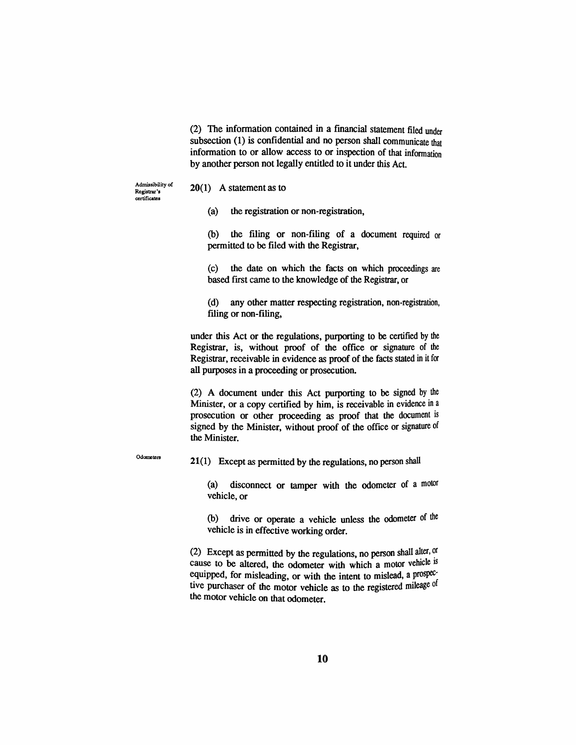(2) The information contained in a financial statement filed under subsection (1) is confidential and no person shall communicate that information to or allow access to or inspection of that information by another person not legally entitled to it under this Act.

Admissibility of Registrar's certificates

**20**(1) A statement as to

(a) the registration or non-registration,

(b) the filing or non-filing of a document required or permitted to be filed with the Registrar,

(c) the date on which the facts on which proceedings are based first came to the knowledge of the Registrar, or

(d) any other matter respecting registration, non-registration, filing or non-filing,

under this Act or the regulations, purporting to be certified by the Registrar, is, without proof of the office or signature of the Registrar, receivable in evidence as proof of the facts stated in it for all purposes in a proceeding or prosecution.

(2) A document under this Act purporting to be signed by the Minister, or a copy certified by him, is receivable in evidence in a prosecution or other proceeding as proof that the document is signed by the Minister, without proof of the office or signature of the Minister.

Odometers

**21**(1) Except as permitted by the regulations, no person shall

(a) disconnect or tamper with the odometer of a motor vehicle, or

(b) drive or operate a vehicle unless the odometer of the vehicle is in effective working order.

(2) Except as permitted by the regulations, no person shall alter, or cause to be altered, the odometer with which a motor vehicle is equipped, for misleading, or with the intent to mislead, a prospective purchaser of the motor vehicle as to the registered mileage of the motor vehicle on that odometer.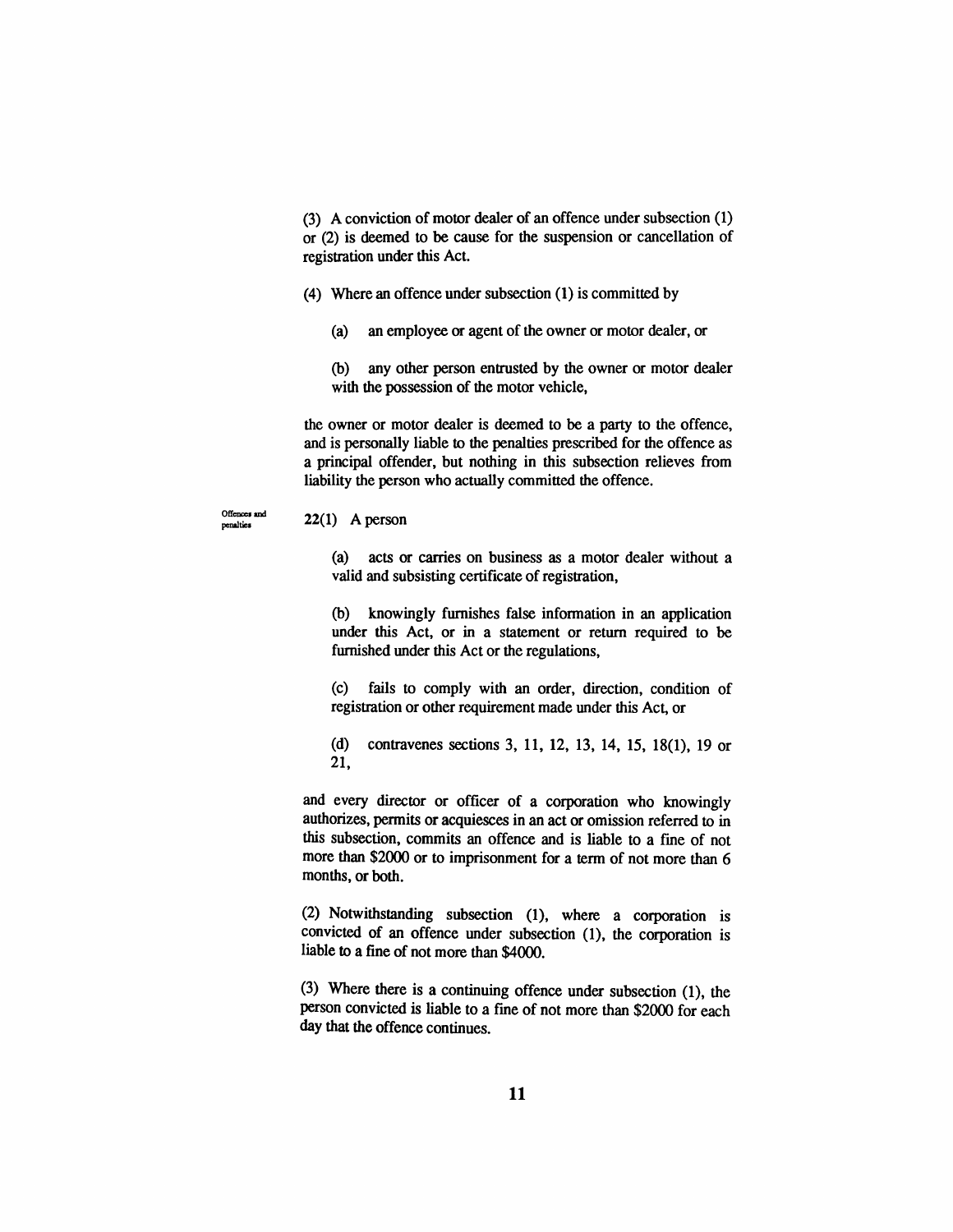(3) A conviction of motor dealer of an offence under subsection (1) or (2) is deemed to be cause for the suspension or cancellation of registration under this Act.

(4) Where an offence under subsection (1) is committed by

(a) an employee or agent of the owner or motor dealer, or

(b) any other person entrusted by the owner or motor dealer with the possession of the motor vehicle,

the owner or motor dealer is deemed to be a party to the offence, and is personally liable to the penalties prescribed for the offence as a principal offender, but nothing in this subsection relieves from liability the person who actually committed the offence.

Offences and penalties

**22**(1) A person

(a) acts or carries on business as a motor dealer without a valid and subsisting certificate of registration,

(b) knowingly furnishes false information in an application under this Act, or in a statement or return required to be furnished under this Act or the regulations,

(c) fails to comply with an order, direction, condition of registration or other requirement made under this Act, or

(d) contravenes sections 3, 11, 12, 13, 14, 15, 18(1), 19 or 21,

and every director or officer of a corporation who knowingly authorizes, permits or acquiesces in an act or omission referred to in this subsection, commits an offence and is liable to a fine of not more than $2000 or to imprisonment for a term of not more than 6 months, or both.

(2) Notwithstanding subsection (1), where a corporation is convicted of an offence under subsection (1), the corporation is liable to a fine of not more than $4000.

(3) Where there is a continuing offence under subsection (1), the person convicted is liable to a fine of not more than $2000 for each day that the offence continues.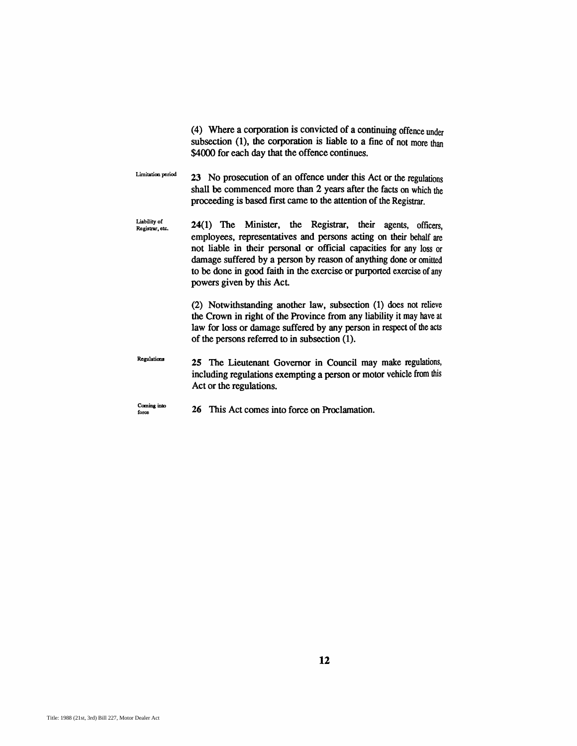(4) Where a corporation is convicted of a continuing offence under subsection (1), the corporation is liable to a fine of not more than $4000 for each day that the offence continues.

Limitation period

**23** No prosecution of an offence under this Act or the regulations shall be commenced more than 2 years after the facts on which the proceeding is based first came to the attention of the Registrar.

Liability of Registrar, etc.

**24**(1) The Minister, the Registrar, their agents, officers, employees, representatives and persons acting on their behalf are not liable in their personal or official capacities for any loss or damage suffered by a person by reason of anything done or omitted to be done in good faith in the exercise or purported exercise of any powers given by this Act.

(2) Notwithstanding another law, subsection (1) does not relieve the Crown in right of the Province from any liability it may have at law for loss or damage suffered by any person in respect of the acts of the persons referred to in subsection (1).

Regulations

**25** The Lieutenant Governor in Council may make regulations, including regulations exempting a person or motor vehicle from this Act or the regulations.

Coming into force

**26** This Act comes into force on Proclamation.